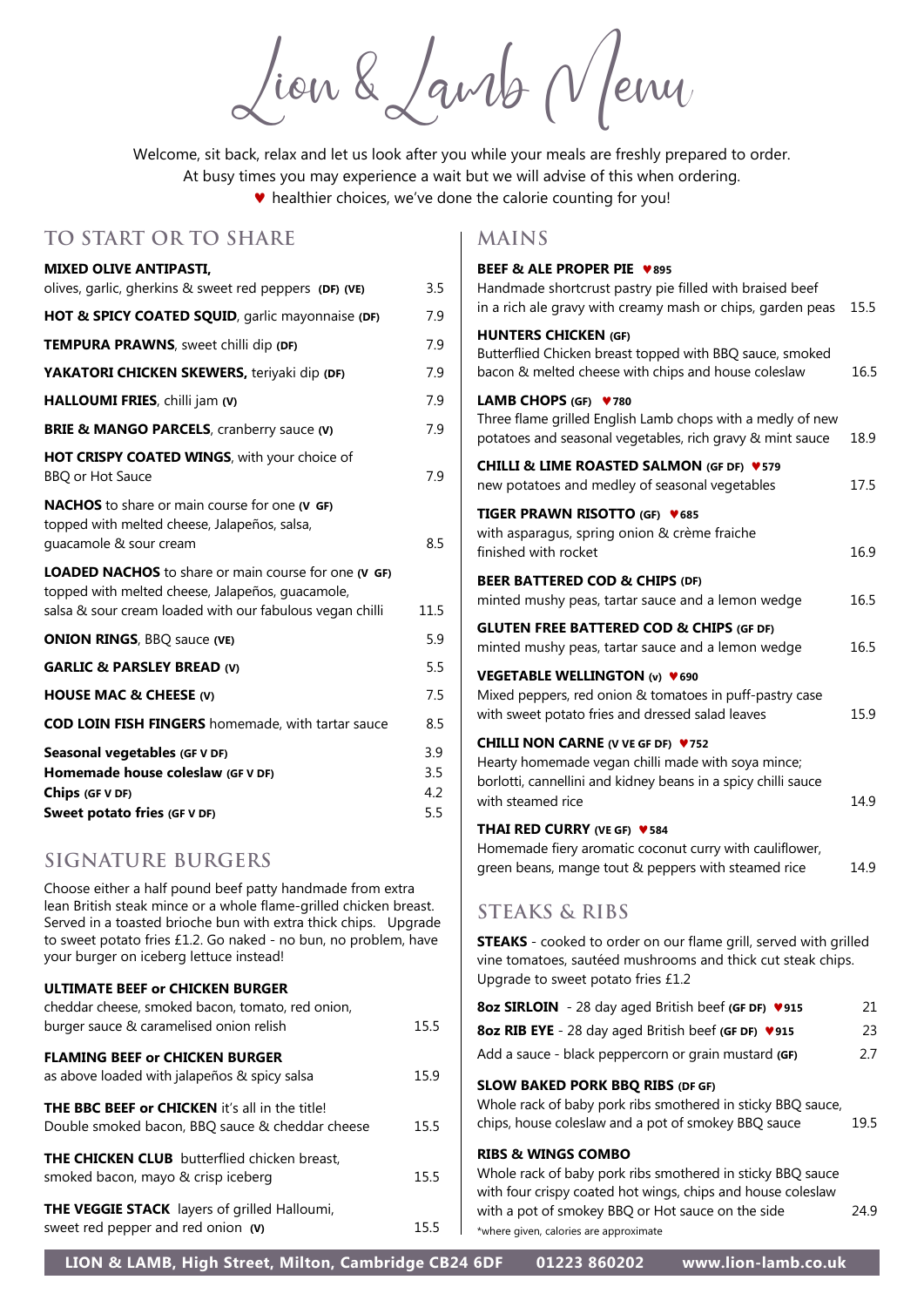# Lion & Lamb Menu

Welcome, sit back, relax and let us look after you while your meals are freshly prepared to order.
At busy times you may experience a wait but we will advise of this when ordering.
♥ healthier choices, we've done the calorie counting for you!

## TO START OR TO SHARE

**MIXED OLIVE ANTIPASTI,**
olives, garlic, gherkins & sweet red peppers **(DF) (VE)** 3.5

**HOT & SPICY COATED SQUID**, garlic mayonnaise **(DF)** 7.9

**TEMPURA PRAWNS**, sweet chilli dip **(DF)** 7.9

**YAKATORI CHICKEN SKEWERS,** teriyaki dip **(DF)** 7.9

**HALLOUMI FRIES**, chilli jam **(V)** 7.9

**BRIE & MANGO PARCELS**, cranberry sauce **(V)** 7.9

**HOT CRISPY COATED WINGS**, with your choice of BBQ or Hot Sauce 7.9

**NACHOS** to share or main course for one **(V GF)**
topped with melted cheese, Jalapeños, salsa, guacamole & sour cream 8.5

**LOADED NACHOS** to share or main course for one **(V GF)**
topped with melted cheese, Jalapeños, guacamole, salsa & sour cream loaded with our fabulous vegan chilli 11.5

**ONION RINGS**, BBQ sauce **(VE)** 5.9

**GARLIC & PARSLEY BREAD (V)** 5.5

**HOUSE MAC & CHEESE (V)** 7.5

**COD LOIN FISH FINGERS** homemade, with tartar sauce 8.5

**Seasonal vegetables (GF V DF)** 3.9
**Homemade house coleslaw (GF V DF)** 3.5
**Chips (GF V DF)** 4.2
**Sweet potato fries (GF V DF)** 5.5

## SIGNATURE BURGERS

Choose either a half pound beef patty handmade from extra lean British steak mince or a whole flame-grilled chicken breast. Served in a toasted brioche bun with extra thick chips. Upgrade to sweet potato fries £1.2. Go naked - no bun, no problem, have your burger on iceberg lettuce instead!

**ULTIMATE BEEF or CHICKEN BURGER**
cheddar cheese, smoked bacon, tomato, red onion, burger sauce & caramelised onion relish 15.5

**FLAMING BEEF or CHICKEN BURGER**
as above loaded with jalapeños & spicy salsa 15.9

**THE BBC BEEF or CHICKEN** it's all in the title!
Double smoked bacon, BBQ sauce & cheddar cheese 15.5

**THE CHICKEN CLUB** butterflied chicken breast, smoked bacon, mayo & crisp iceberg 15.5

**THE VEGGIE STACK** layers of grilled Halloumi, sweet red pepper and red onion **(V)** 15.5

## MAINS

**BEEF & ALE PROPER PIE ♥895**
Handmade shortcrust pastry pie filled with braised beef in a rich ale gravy with creamy mash or chips, garden peas 15.5

**HUNTERS CHICKEN (GF)**
Butterflied Chicken breast topped with BBQ sauce, smoked bacon & melted cheese with chips and house coleslaw 16.5

**LAMB CHOPS (GF) ♥780**
Three flame grilled English Lamb chops with a medly of new potatoes and seasonal vegetables, rich gravy & mint sauce 18.9

**CHILLI & LIME ROASTED SALMON (GF DF) ♥579**
new potatoes and medley of seasonal vegetables 17.5

**TIGER PRAWN RISOTTO (GF) ♥685**
with asparagus, spring onion & crème fraiche finished with rocket 16.9

**BEER BATTERED COD & CHIPS (DF)**
minted mushy peas, tartar sauce and a lemon wedge 16.5

**GLUTEN FREE BATTERED COD & CHIPS (GF DF)**
minted mushy peas, tartar sauce and a lemon wedge 16.5

**VEGETABLE WELLINGTON (v) ♥690**
Mixed peppers, red onion & tomatoes in puff-pastry case with sweet potato fries and dressed salad leaves 15.9

**CHILLI NON CARNE (V VE GF DF) ♥752**
Hearty homemade vegan chilli made with soya mince; borlotti, cannellini and kidney beans in a spicy chilli sauce with steamed rice 14.9

**THAI RED CURRY (VE GF) ♥584**
Homemade fiery aromatic coconut curry with cauliflower, green beans, mange tout & peppers with steamed rice 14.9

## STEAKS & RIBS

**STEAKS** - cooked to order on our flame grill, served with grilled vine tomatoes, sautéed mushrooms and thick cut steak chips. Upgrade to sweet potato fries £1.2

**8oz SIRLOIN** - 28 day aged British beef **(GF DF) ♥915** 21

**8oz RIB EYE** - 28 day aged British beef **(GF DF) ♥915** 23

Add a sauce - black peppercorn or grain mustard **(GF)** 2.7

**SLOW BAKED PORK BBQ RIBS (DF GF)**
Whole rack of baby pork ribs smothered in sticky BBQ sauce, chips, house coleslaw and a pot of smokey BBQ sauce 19.5

**RIBS & WINGS COMBO**
Whole rack of baby pork ribs smothered in sticky BBQ sauce with four crispy coated hot wings, chips and house coleslaw with a pot of smokey BBQ or Hot sauce on the side 24.9

*where given, calories are approximate

**LION & LAMB, High Street, Milton, Cambridge CB24 6DF 01223 860202 www.lion-lamb.co.uk**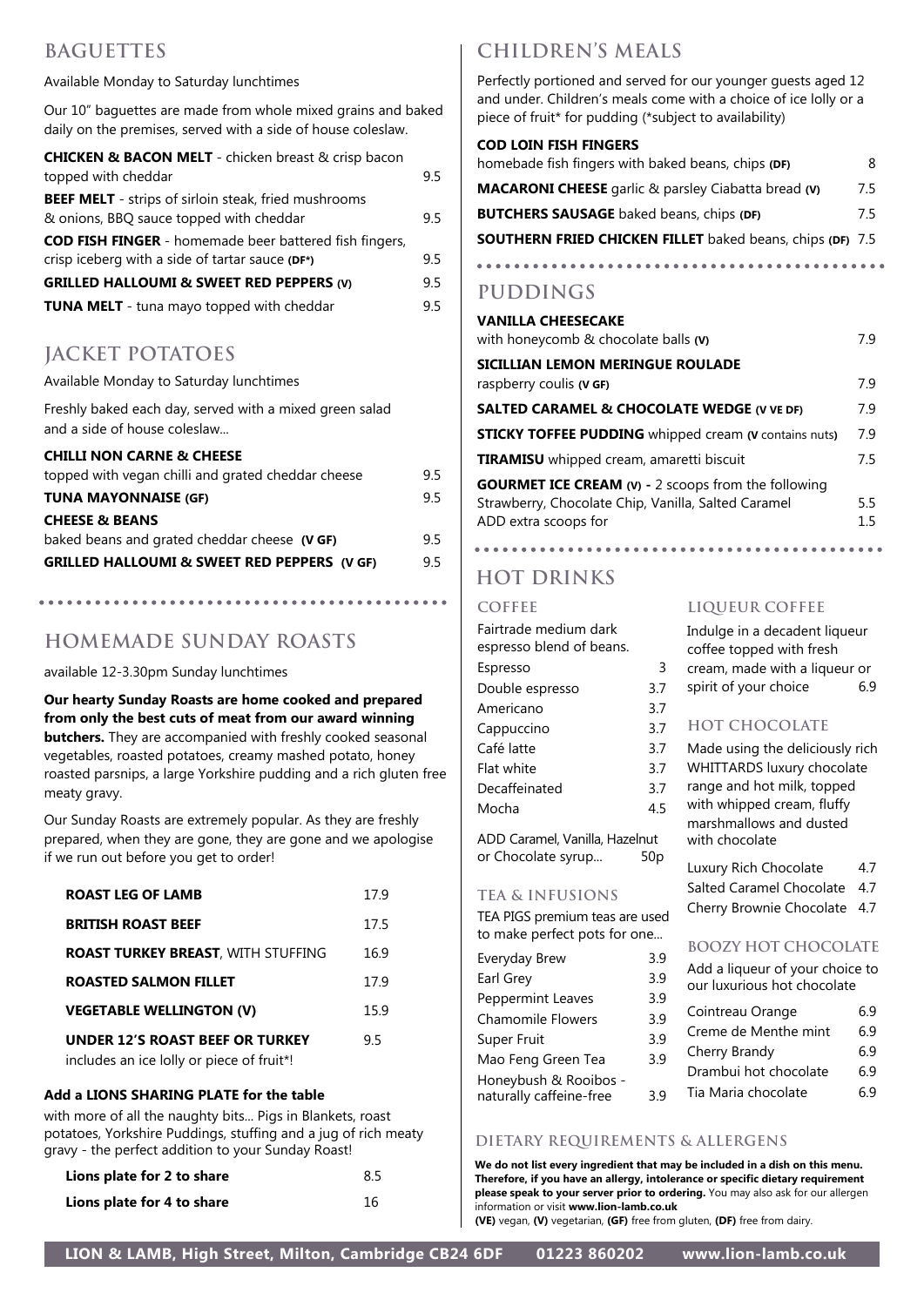## BAGUETTES

Available Monday to Saturday lunchtimes

Our 10" baguettes are made from whole mixed grains and baked daily on the premises, served with a side of house coleslaw.

| | |
|---|---|
| **CHICKEN & BACON MELT** - chicken breast & crisp bacon topped with cheddar | 9.5 |
| **BEEF MELT** - strips of sirloin steak, fried mushrooms & onions, BBQ sauce topped with cheddar | 9.5 |
| **COD FISH FINGER** - homemade beer battered fish fingers, crisp iceberg with a side of tartar sauce **(DF*)** | 9.5 |
| **GRILLED HALLOUMI & SWEET RED PEPPERS (V)** | 9.5 |
| **TUNA MELT** - tuna mayo topped with cheddar | 9.5 |

## JACKET POTATOES

Available Monday to Saturday lunchtimes

Freshly baked each day, served with a mixed green salad and a side of house coleslaw...

| | |
|---|---|
| **CHILLI NON CARNE & CHEESE** topped with vegan chilli and grated cheddar cheese | 9.5 |
| **TUNA MAYONNAISE (GF)** | 9.5 |
| **CHEESE & BEANS** baked beans and grated cheddar cheese **(V GF)** | 9.5 |
| **GRILLED HALLOUMI & SWEET RED PEPPERS (V GF)** | 9.5 |

## HOMEMADE SUNDAY ROASTS

available 12-3.30pm Sunday lunchtimes

**Our hearty Sunday Roasts are home cooked and prepared from only the best cuts of meat from our award winning butchers.** They are accompanied with freshly cooked seasonal vegetables, roasted potatoes, creamy mashed potato, honey roasted parsnips, a large Yorkshire pudding and a rich gluten free meaty gravy.

Our Sunday Roasts are extremely popular. As they are freshly prepared, when they are gone, they are gone and we apologise if we run out before you get to order!

| | |
|---|---|
| **ROAST LEG OF LAMB** | 17.9 |
| **BRITISH ROAST BEEF** | 17.5 |
| **ROAST TURKEY BREAST**, WITH STUFFING | 16.9 |
| **ROASTED SALMON FILLET** | 17.9 |
| **VEGETABLE WELLINGTON (V)** | 15.9 |
| **UNDER 12'S ROAST BEEF OR TURKEY** includes an ice lolly or piece of fruit*! | 9.5 |

**Add a LIONS SHARING PLATE for the table**

with more of all the naughty bits... Pigs in Blankets, roast potatoes, Yorkshire Puddings, stuffing and a jug of rich meaty gravy - the perfect addition to your Sunday Roast!

| | |
|---|---|
| **Lions plate for 2 to share** | 8.5 |
| **Lions plate for 4 to share** | 16 |

## CHILDREN'S MEALS

Perfectly portioned and served for our younger guests aged 12 and under. Children's meals come with a choice of ice lolly or a piece of fruit* for pudding (*subject to availability)

| | |
|---|---|
| **COD LOIN FISH FINGERS** homebade fish fingers with baked beans, chips **(DF)** | 8 |
| **MACARONI CHEESE** garlic & parsley Ciabatta bread **(V)** | 7.5 |
| **BUTCHERS SAUSAGE** baked beans, chips **(DF)** | 7.5 |
| **SOUTHERN FRIED CHICKEN FILLET** baked beans, chips **(DF)** | 7.5 |

## PUDDINGS

| | |
|---|---|
| **VANILLA CHEESECAKE** with honeycomb & chocolate balls **(V)** | 7.9 |
| **SICILLIAN LEMON MERINGUE ROULADE** raspberry coulis **(V GF)** | 7.9 |
| **SALTED CARAMEL & CHOCOLATE WEDGE (V VE DF)** | 7.9 |
| **STICKY TOFFEE PUDDING** whipped cream **(V contains nuts)** | 7.9 |
| **TIRAMISU** whipped cream, amaretti biscuit | 7.5 |
| **GOURMET ICE CREAM (V) -** 2 scoops from the following Strawberry, Chocolate Chip, Vanilla, Salted Caramel | 5.5 |
| ADD extra scoops for | 1.5 |

## HOT DRINKS

### COFFEE

Fairtrade medium dark espresso blend of beans.

| | |
|---|---|
| Espresso | 3 |
| Double espresso | 3.7 |
| Americano | 3.7 |
| Cappuccino | 3.7 |
| Café latte | 3.7 |
| Flat white | 3.7 |
| Decaffeinated | 3.7 |
| Mocha | 4.5 |
| ADD Caramel, Vanilla, Hazelnut or Chocolate syrup... | 50p |

### TEA & INFUSIONS

TEA PIGS premium teas are used to make perfect pots for one...

| | |
|---|---|
| Everyday Brew | 3.9 |
| Earl Grey | 3.9 |
| Peppermint Leaves | 3.9 |
| Chamomile Flowers | 3.9 |
| Super Fruit | 3.9 |
| Mao Feng Green Tea | 3.9 |
| Honeybush & Rooibos - naturally caffeine-free | 3.9 |

### LIQUEUR COFFEE

Indulge in a decadent liqueur coffee topped with fresh cream, made with a liqueur or spirit of your choice 6.9

### HOT CHOCOLATE

Made using the deliciously rich WHITTARDS luxury chocolate range and hot milk, topped with whipped cream, fluffy marshmallows and dusted with chocolate

| | |
|---|---|
| Luxury Rich Chocolate | 4.7 |
| Salted Caramel Chocolate | 4.7 |
| Cherry Brownie Chocolate | 4.7 |

### BOOZY HOT CHOCOLATE

Add a liqueur of your choice to our luxurious hot chocolate

| | |
|---|---|
| Cointreau Orange | 6.9 |
| Creme de Menthe mint | 6.9 |
| Cherry Brandy | 6.9 |
| Drambui hot chocolate | 6.9 |
| Tia Maria chocolate | 6.9 |

### DIETARY REQUIREMENTS & ALLERGENS

**We do not list every ingredient that may be included in a dish on this menu. Therefore, if you have an allergy, intolerance or specific dietary requirement please speak to your server prior to ordering.** You may also ask for our allergen information or visit **www.lion-lamb.co.uk**

**(VE)** vegan, **(V)** vegetarian, **(GF)** free from gluten, **(DF)** free from dairy.

**LION & LAMB, High Street, Milton, Cambridge CB24 6DF 01223 860202 www.lion-lamb.co.uk**